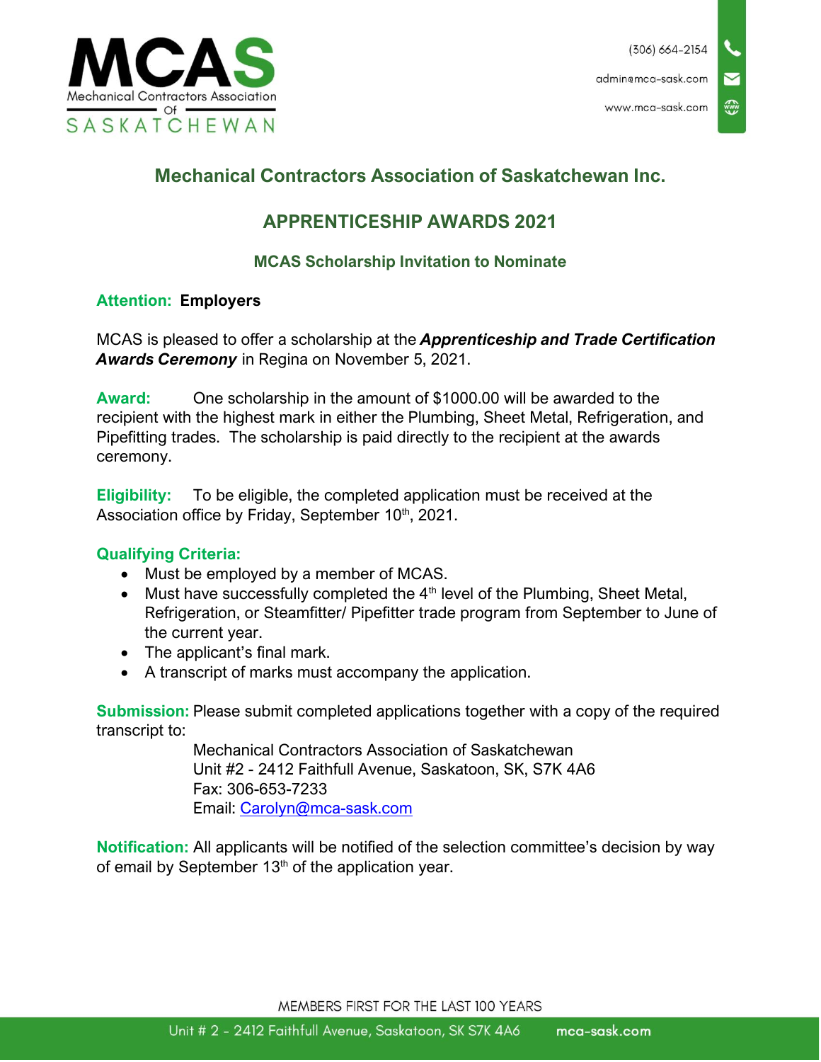MCAS
Mechanical Contractors Association of SASKATCHEWAN

(306) 664-2154
admin@mca-sask.com
www.mca-sask.com

# Mechanical Contractors Association of Saskatchewan Inc.

## APPRENTICESHIP AWARDS 2021

### MCAS Scholarship Invitation to Nominate

**Attention: Employers**

MCAS is pleased to offer a scholarship at the ***Apprenticeship and Trade Certification Awards Ceremony*** in Regina on November 5, 2021.

**Award:** One scholarship in the amount of $1000.00 will be awarded to the recipient with the highest mark in either the Plumbing, Sheet Metal, Refrigeration, and Pipefitting trades. The scholarship is paid directly to the recipient at the awards ceremony.

**Eligibility:** To be eligible, the completed application must be received at the Association office by Friday, September 10th, 2021.

**Qualifying Criteria:**

- Must be employed by a member of MCAS.
- Must have successfully completed the 4th level of the Plumbing, Sheet Metal, Refrigeration, or Steamfitter/ Pipefitter trade program from September to June of the current year.
- The applicant's final mark.
- A transcript of marks must accompany the application.

**Submission:** Please submit completed applications together with a copy of the required transcript to:

Mechanical Contractors Association of Saskatchewan
Unit #2 - 2412 Faithfull Avenue, Saskatoon, SK, S7K 4A6
Fax: 306-653-7233
Email: Carolyn@mca-sask.com

**Notification:** All applicants will be notified of the selection committee's decision by way of email by September 13th of the application year.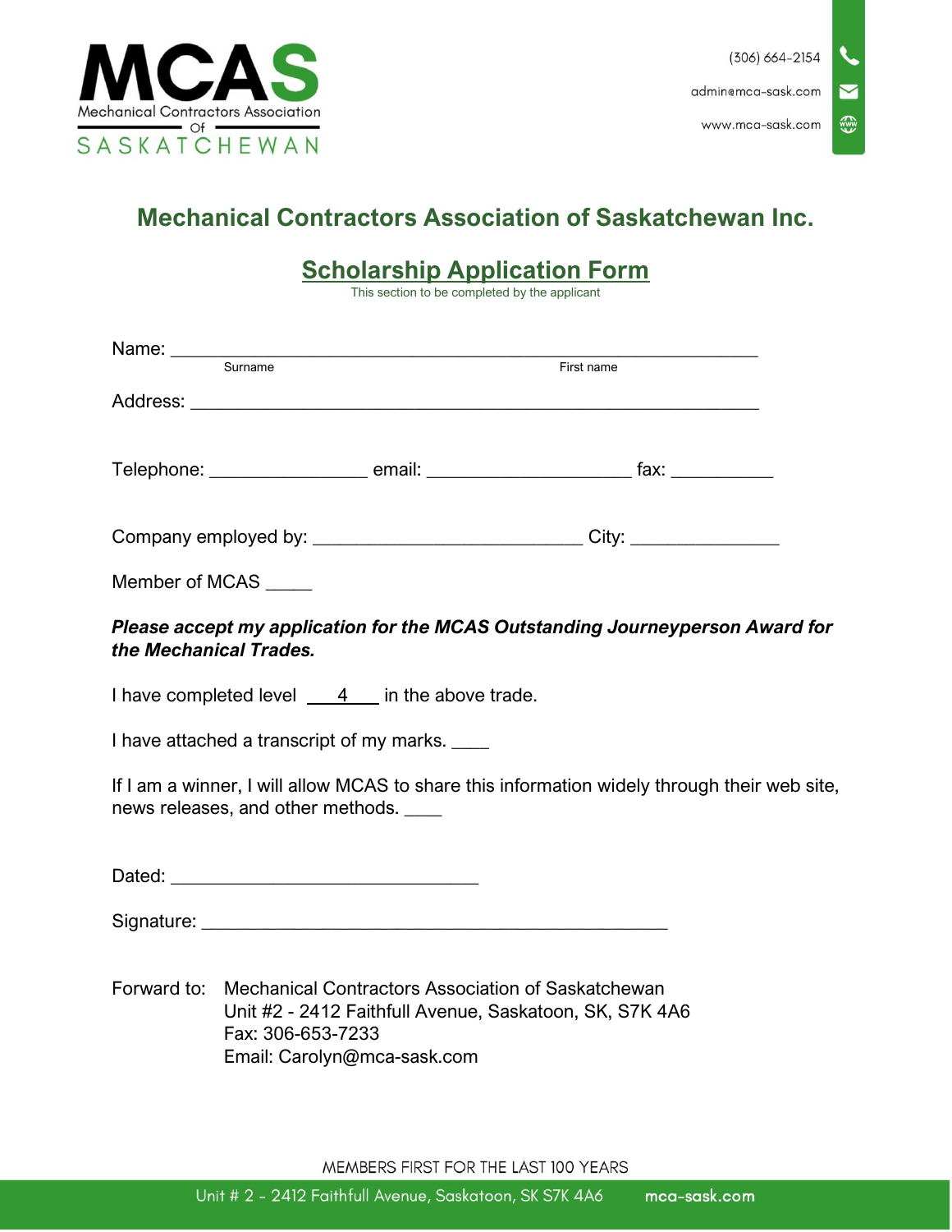MCAS
Mechanical Contractors Association Of SASKATCHEWAN

(306) 664-2154
admin@mca-sask.com
www.mca-sask.com

# Mechanical Contractors Association of Saskatchewan Inc.

## Scholarship Application Form

This section to be completed by the applicant

Name: ___________________________________________________________
Surname First name

Address: ________________________________________________________

Telephone: _______________ email: ____________________ fax: __________

Company employed by: __________________________ City: ______________

Member of MCAS _____

***Please accept my application for the MCAS Outstanding Journeyperson Award for the Mechanical Trades.***

I have completed level ___4___ in the above trade.

I have attached a transcript of my marks. ____

If I am a winner, I will allow MCAS to share this information widely through their web site, news releases, and other methods. ____

Dated: ______________________________

Signature: ______________________________________________

Forward to: Mechanical Contractors Association of Saskatchewan
Unit #2 - 2412 Faithfull Avenue, Saskatoon, SK, S7K 4A6
Fax: 306-653-7233
Email: Carolyn@mca-sask.com

MEMBERS FIRST FOR THE LAST 100 YEARS